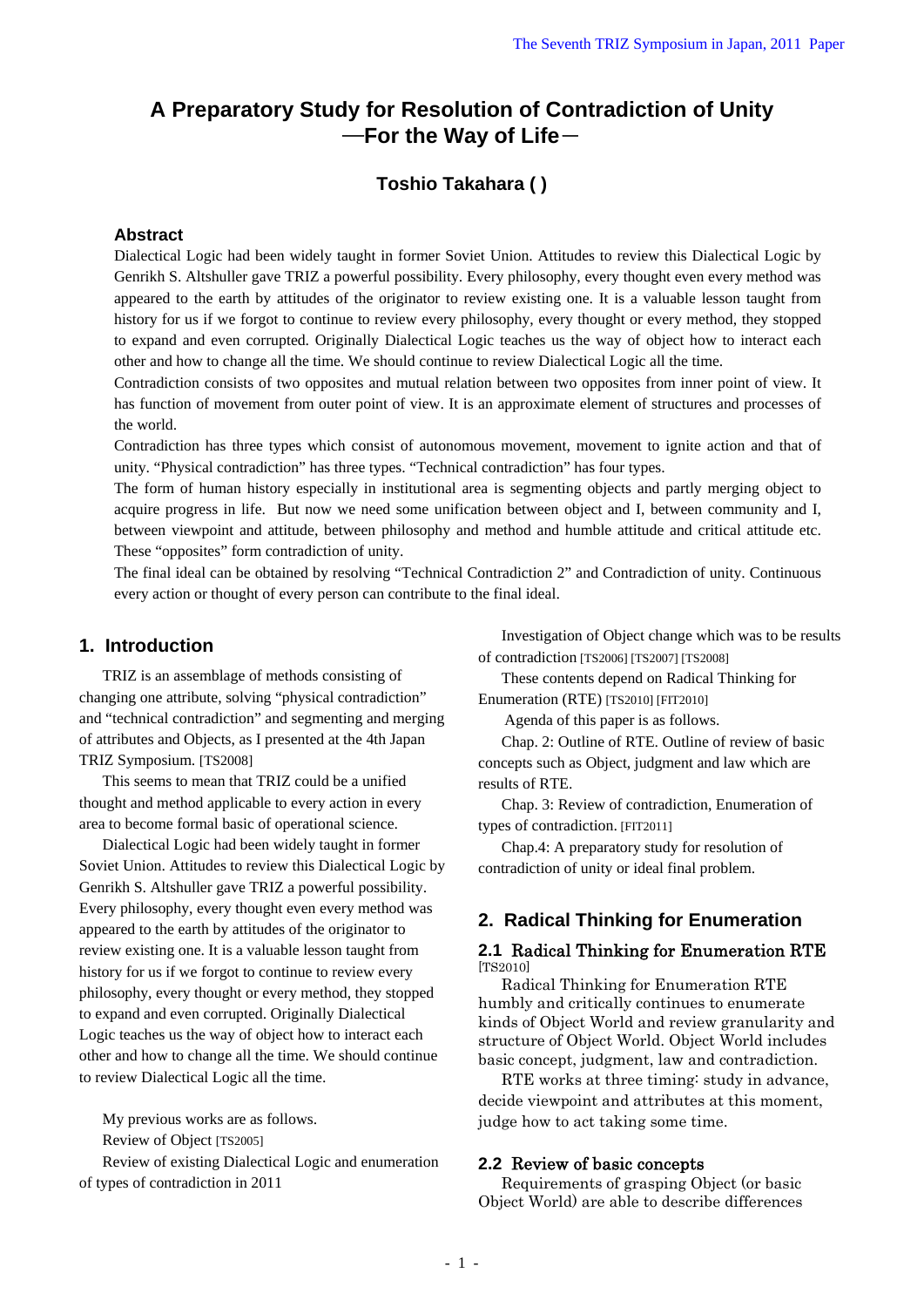# A Preparatory Study for Resolution of Contradiction of Unity —For the Way of Life—

### Toshio Takahara ( )

#### Abstract

Dialectical Logic had been widely taught in former Soviet Union. Attitudes to review this Dialectical Logic by Genrikh S. Altshuller gave TRIZ a powerful possibility. Every philosophy, every thought even every method was appeared to the earth by attitudes of the originator to review existing one. It is a valuable lesson taught from history for us if we forgot to continue to review every philosophy, every thought or every method, they stopped to expand and even corrupted. Originally Dialectical Logic teaches us the way of object how to interact each other and how to change all the time. We should continue to review Dialectical Logic all the time.

Contradiction consists of two opposites and mutual relation between two opposites from inner point of view. It has function of movement from outer point of view. It is an approximate element of structures and processes of the world.

Contradiction has three types which consist of autonomous movement, movement to ignite action and that of unity. "Physical contradiction" has three types. "Technical contradiction" has four types.

The form of human history especially in institutional area is segmenting objects and partly merging object to acquire progress in life. But now we need some unification between object and I, between community and I, between viewpoint and attitude, between philosophy and method and humble attitude and critical attitude etc. These "opposites" form contradiction of unity.

The final ideal can be obtained by resolving "Technical Contradiction 2" and Contradiction of unity. Continuous every action or thought of every person can contribute to the final ideal.

## 1. Introduction

TRIZ is an assemblage of methods consisting of changing one attribute, solving "physical contradiction" and "technical contradiction" and segmenting and merging of attributes and Objects, as I presented at the 4th Japan TRIZ Symposium. [TS2008]

This seems to mean that TRIZ could be a unified thought and method applicable to every action in every area to become formal basic of operational science.

Dialectical Logic had been widely taught in former Soviet Union. Attitudes to review this Dialectical Logic by Genrikh S. Altshuller gave TRIZ a powerful possibility. Every philosophy, every thought even every method was appeared to the earth by attitudes of the originator to review existing one. It is a valuable lesson taught from history for us if we forgot to continue to review every philosophy, every thought or every method, they stopped to expand and even corrupted. Originally Dialectical Logic teaches us the way of object how to interact each other and how to change all the time. We should continue to review Dialectical Logic all the time.

My previous works are as follows.

Review of Object [TS2005]

Review of existing Dialectical Logic and enumeration of types of contradiction in 2011

Investigation of Object change which was to be results of contradiction [TS2006] [TS2007] [TS2008]

These contents depend on Radical Thinking for Enumeration (RTE) [TS2010] [FIT2010]

Agenda of this paper is as follows.

Chap. 2: Outline of RTE. Outline of review of basic concepts such as Object, judgment and law which are results of RTE.

Chap. 3: Review of contradiction, Enumeration of types of contradiction. [FIT2011]

Chap.4: A preparatory study for resolution of contradiction of unity or ideal final problem.

## 2. Radical Thinking for Enumeration

### 2.1 Radical Thinking for Enumeration RTE [TS2010]

Radical Thinking for Enumeration RTE humbly and critically continues to enumerate kinds of Object World and review granularity and structure of Object World. Object World includes basic concept, judgment, law and contradiction.

RTE works at three timing: study in advance, decide viewpoint and attributes at this moment, judge how to act taking some time.

### 2.2 Review of basic concepts

Requirements of grasping Object (or basic Object World) are able to describe differences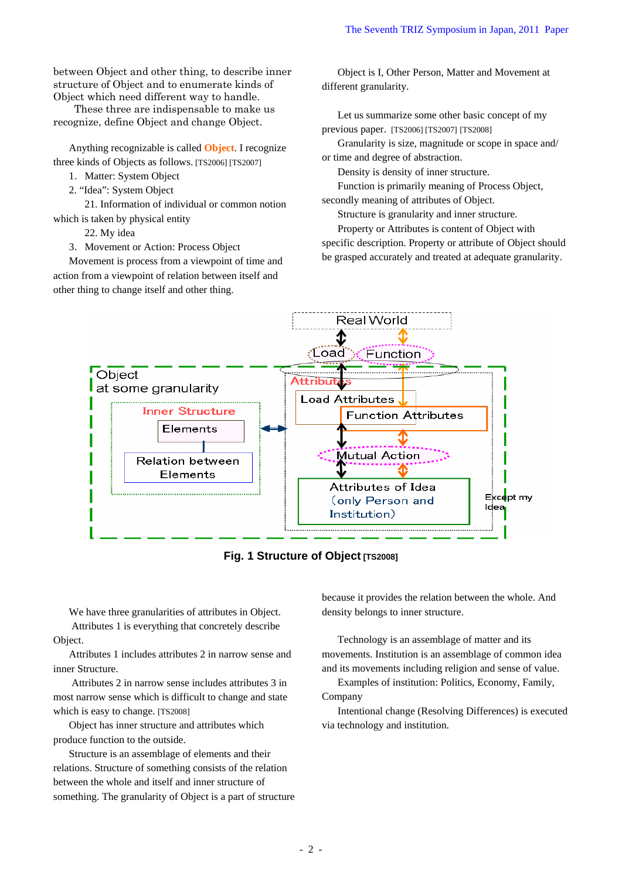between Object and other thing, to describe inner structure of Object and to enumerate kinds of Object which need different way to handle.

These three are indispensable to make us recognize, define Object and change Object.

Anything recognizable is called **Object**. I recognize three kinds of Objects as follows. [TS2006] [TS2007]

1. Matter: System Object
2. "Idea": System Object

   21. Information of individual or common notion which is taken by physical entity

   22. My idea

3. Movement or Action: Process Object

Movement is process from a viewpoint of time and action from a viewpoint of relation between itself and other thing to change itself and other thing.

Object is I, Other Person, Matter and Movement at different granularity.

Let us summarize some other basic concept of my previous paper. [TS2006] [TS2007] [TS2008]

Granularity is size, magnitude or scope in space and/ or time and degree of abstraction.

Density is density of inner structure.

Function is primarily meaning of Process Object, secondly meaning of attributes of Object.

Structure is granularity and inner structure.

Property or Attributes is content of Object with specific description. Property or attribute of Object should be grasped accurately and treated at adequate granularity.

**Fig. 1 Structure of Object** [TS2008]

We have three granularities of attributes in Object.

Attributes 1 is everything that concretely describe Object.

Attributes 1 includes attributes 2 in narrow sense and inner Structure.

Attributes 2 in narrow sense includes attributes 3 in most narrow sense which is difficult to change and state which is easy to change. [TS2008]

Object has inner structure and attributes which produce function to the outside.

Structure is an assemblage of elements and their relations. Structure of something consists of the relation between the whole and itself and inner structure of something. The granularity of Object is a part of structure because it provides the relation between the whole. And density belongs to inner structure.

Technology is an assemblage of matter and its movements. Institution is an assemblage of common idea and its movements including religion and sense of value.

Examples of institution: Politics, Economy, Family, Company

Intentional change (Resolving Differences) is executed via technology and institution.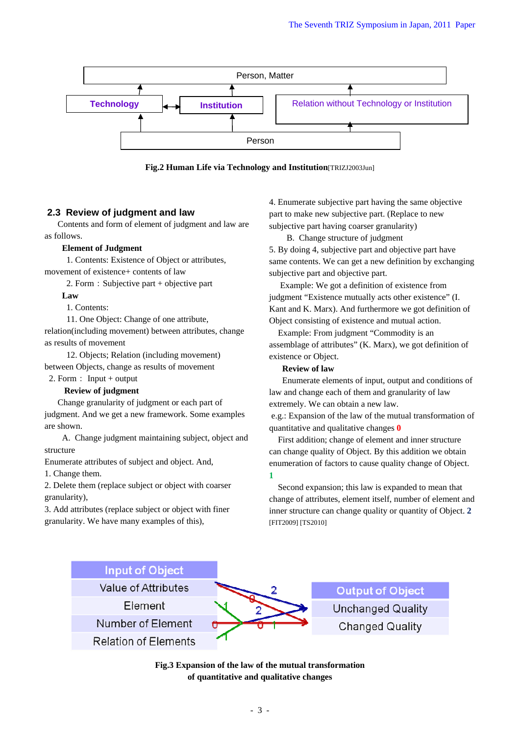Person, Matter

Technology | Institution | Relation without Technology or Institution

Person

**Fig.2 Human Life via Technology and Institution**[TRIZJ2003Jun]

## 2.3 Review of judgment and law

Contents and form of element of judgment and law are as follows.

**Element of Judgment**

1. Contents: Existence of Object or attributes, movement of existence+ contents of law

2. Form：Subjective part + objective part

**Law**

1. Contents:

11. One Object: Change of one attribute, relation(including movement) between attributes, change as results of movement

12. Objects; Relation (including movement) between Objects, change as results of movement

2. Form： Input + output

**Review of judgment**

Change granularity of judgment or each part of judgment. And we get a new framework. Some examples are shown.

A. Change judgment maintaining subject, object and structure

Enumerate attributes of subject and object. And,

1. Change them.

2. Delete them (replace subject or object with coarser granularity),

3. Add attributes (replace subject or object with finer granularity. We have many examples of this),

4. Enumerate subjective part having the same objective part to make new subjective part. (Replace to new subjective part having coarser granularity)

B. Change structure of judgment

5. By doing 4, subjective part and objective part have same contents. We can get a new definition by exchanging subjective part and objective part.

Example: We got a definition of existence from judgment "Existence mutually acts other existence" (I. Kant and K. Marx). And furthermore we got definition of Object consisting of existence and mutual action.

Example: From judgment "Commodity is an assemblage of attributes" (K. Marx), we got definition of existence or Object.

**Review of law**

Enumerate elements of input, output and conditions of law and change each of them and granularity of law extremely. We can obtain a new law.

e.g.: Expansion of the law of the mutual transformation of quantitative and qualitative changes **0**

First addition; change of element and inner structure can change quality of Object. By this addition we obtain enumeration of factors to cause quality change of Object. **1**

Second expansion; this law is expanded to mean that change of attributes, element itself, number of element and inner structure can change quality or quantity of Object. **2** [FIT2009] [TS2010]

| Input of Object |
| --- |
| Value of Attributes |
| Element |
| Number of Element |
| Relation of Elements |

| Output of Object |
| --- |
| Unchanged Quality |
| Changed Quality |

**Fig.3 Expansion of the law of the mutual transformation of quantitative and qualitative changes**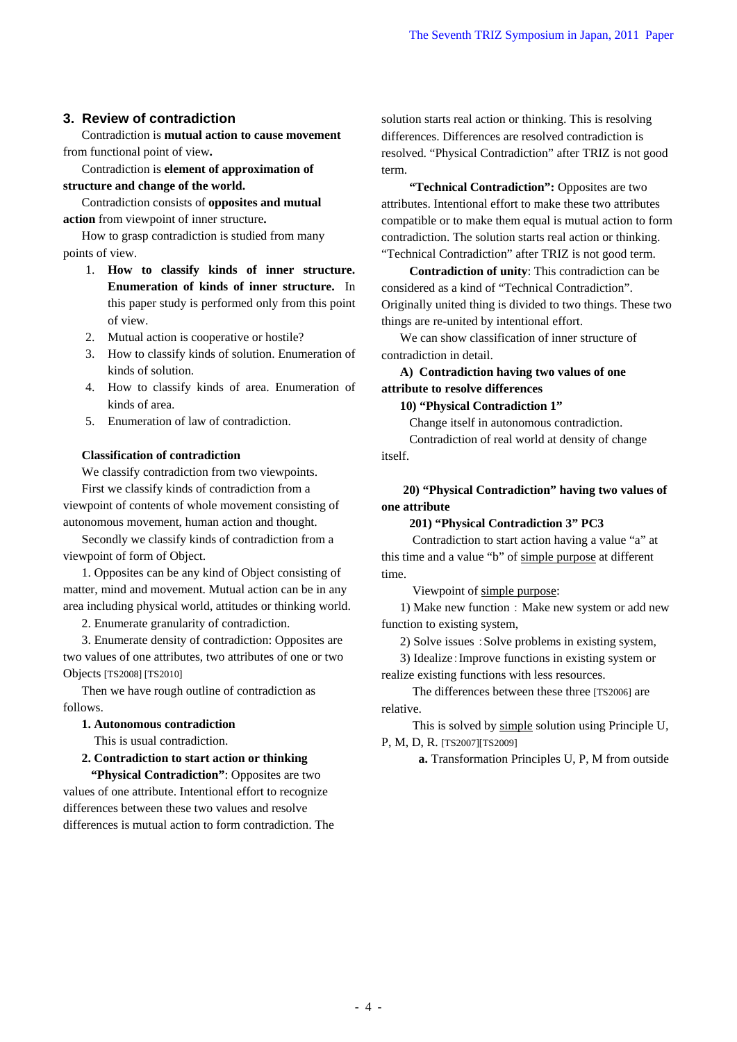## 3. Review of contradiction

Contradiction is **mutual action to cause movement** from functional point of view**.**

Contradiction is **element of approximation of structure and change of the world.**

Contradiction consists of **opposites and mutual action** from viewpoint of inner structure**.**

How to grasp contradiction is studied from many points of view.

1. **How to classify kinds of inner structure. Enumeration of kinds of inner structure.** In this paper study is performed only from this point of view.
2. Mutual action is cooperative or hostile?
3. How to classify kinds of solution. Enumeration of kinds of solution.
4. How to classify kinds of area. Enumeration of kinds of area.
5. Enumeration of law of contradiction.

**Classification of contradiction**

We classify contradiction from two viewpoints.

First we classify kinds of contradiction from a viewpoint of contents of whole movement consisting of autonomous movement, human action and thought.

Secondly we classify kinds of contradiction from a viewpoint of form of Object.

1. Opposites can be any kind of Object consisting of matter, mind and movement. Mutual action can be in any area including physical world, attitudes or thinking world.

2. Enumerate granularity of contradiction.

3. Enumerate density of contradiction: Opposites are two values of one attributes, two attributes of one or two Objects [TS2008] [TS2010]

Then we have rough outline of contradiction as follows.

**1. Autonomous contradiction**

This is usual contradiction.

**2. Contradiction to start action or thinking**

**"Physical Contradiction"**: Opposites are two values of one attribute. Intentional effort to recognize differences between these two values and resolve differences is mutual action to form contradiction. The solution starts real action or thinking. This is resolving differences. Differences are resolved contradiction is resolved. "Physical Contradiction" after TRIZ is not good term.

**"Technical Contradiction":** Opposites are two attributes. Intentional effort to make these two attributes compatible or to make them equal is mutual action to form contradiction. The solution starts real action or thinking. "Technical Contradiction" after TRIZ is not good term.

**Contradiction of unity**: This contradiction can be considered as a kind of "Technical Contradiction". Originally united thing is divided to two things. These two things are re-united by intentional effort.

We can show classification of inner structure of contradiction in detail.

**A) Contradiction having two values of one attribute to resolve differences**

**10) "Physical Contradiction 1"**

Change itself in autonomous contradiction.

Contradiction of real world at density of change itself.

**20) "Physical Contradiction" having two values of one attribute**

**201) "Physical Contradiction 3" PC3**

Contradiction to start action having a value "a" at this time and a value "b" of simple purpose at different time.

Viewpoint of simple purpose:

1) Make new function：Make new system or add new function to existing system,

2) Solve issues：Solve problems in existing system,

3) Idealize：Improve functions in existing system or realize existing functions with less resources.

The differences between these three [TS2006] are relative.

This is solved by simple solution using Principle U, P, M, D, R. [TS2007][TS2009]

**a.** Transformation Principles U, P, M from outside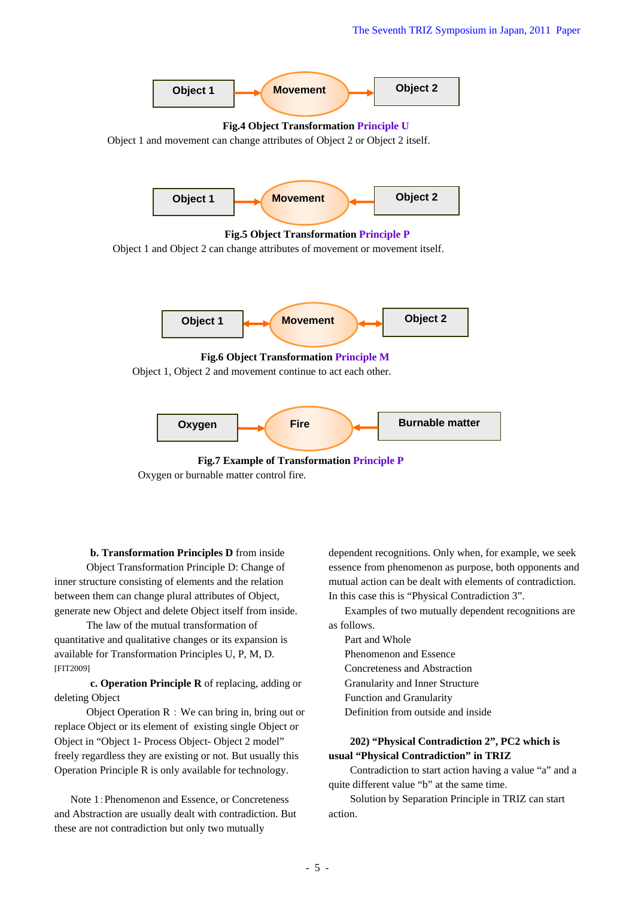Object 1 → Movement → Object 2

**Fig.4 Object Transformation Principle U**

Object 1 and movement can change attributes of Object 2 or Object 2 itself.

Object 1 → Movement ← Object 2

**Fig.5 Object Transformation Principle P**

Object 1 and Object 2 can change attributes of movement or movement itself.

Object 1 ↔ Movement ↔ Object 2

**Fig.6 Object Transformation Principle M**

Object 1, Object 2 and movement continue to act each other.

Oxygen → Fire ← Burnable matter

**Fig.7 Example of Transformation Principle P**

Oxygen or burnable matter control fire.

**b. Transformation Principles D** from inside

Object Transformation Principle D: Change of inner structure consisting of elements and the relation between them can change plural attributes of Object, generate new Object and delete Object itself from inside.

The law of the mutual transformation of quantitative and qualitative changes or its expansion is available for Transformation Principles U, P, M, D. [FIT2009]

**c. Operation Principle R** of replacing, adding or deleting Object

Object Operation R：We can bring in, bring out or replace Object or its element of existing single Object or Object in "Object 1- Process Object- Object 2 model" freely regardless they are existing or not. But usually this Operation Principle R is only available for technology.

Note 1：Phenomenon and Essence, or Concreteness and Abstraction are usually dealt with contradiction. But these are not contradiction but only two mutually dependent recognitions. Only when, for example, we seek essence from phenomenon as purpose, both opponents and mutual action can be dealt with elements of contradiction. In this case this is "Physical Contradiction 3".

Examples of two mutually dependent recognitions are as follows.

Part and Whole
Phenomenon and Essence
Concreteness and Abstraction
Granularity and Inner Structure
Function and Granularity
Definition from outside and inside

**202) "Physical Contradiction 2", PC2 which is usual "Physical Contradiction" in TRIZ**

Contradiction to start action having a value "a" and a quite different value "b" at the same time.

Solution by Separation Principle in TRIZ can start action.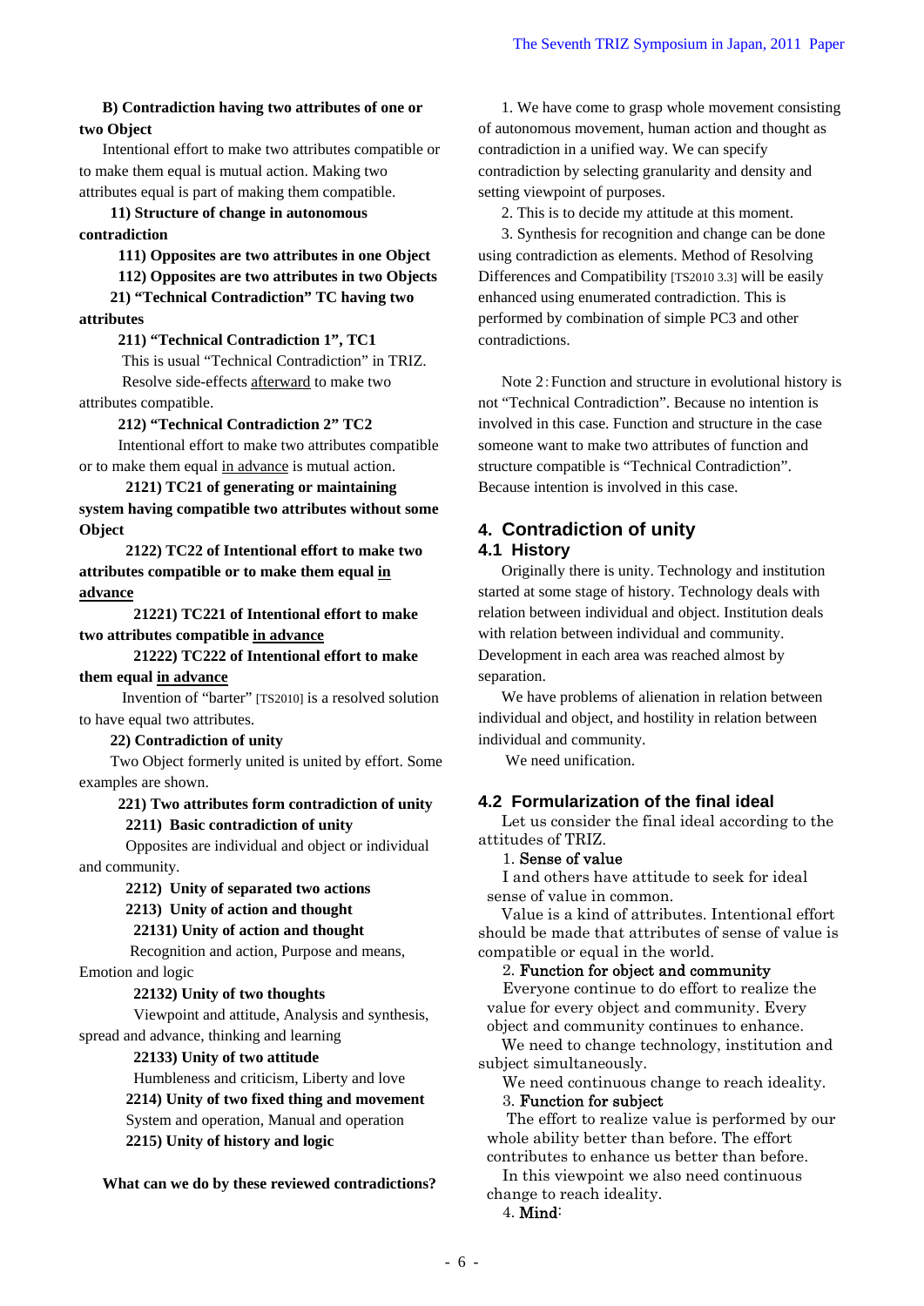**B) Contradiction having two attributes of one or two Object**

Intentional effort to make two attributes compatible or to make them equal is mutual action. Making two attributes equal is part of making them compatible.

**11) Structure of change in autonomous contradiction**

**111) Opposites are two attributes in one Object**

**112) Opposites are two attributes in two Objects**

**21) "Technical Contradiction" TC having two attributes**

**211) "Technical Contradiction 1", TC1**

This is usual "Technical Contradiction" in TRIZ. Resolve side-effects afterward to make two attributes compatible.

**212) "Technical Contradiction 2" TC2**

Intentional effort to make two attributes compatible or to make them equal in advance is mutual action.

**2121) TC21 of generating or maintaining system having compatible two attributes without some Object**

**2122) TC22 of Intentional effort to make two attributes compatible or to make them equal in advance**

**21221) TC221 of Intentional effort to make two attributes compatible in advance**

**21222) TC222 of Intentional effort to make them equal in advance**

Invention of "barter" [TS2010] is a resolved solution to have equal two attributes.

**22) Contradiction of unity**

Two Object formerly united is united by effort. Some examples are shown.

**221) Two attributes form contradiction of unity**

**2211) Basic contradiction of unity**

Opposites are individual and object or individual and community.

**2212) Unity of separated two actions**

**2213) Unity of action and thought**

**22131) Unity of action and thought**

Recognition and action, Purpose and means, Emotion and logic

**22132) Unity of two thoughts**

Viewpoint and attitude, Analysis and synthesis, spread and advance, thinking and learning

**22133) Unity of two attitude**

Humbleness and criticism, Liberty and love

**2214) Unity of two fixed thing and movement**

System and operation, Manual and operation

**2215) Unity of history and logic**

**What can we do by these reviewed contradictions?**

1. We have come to grasp whole movement consisting of autonomous movement, human action and thought as contradiction in a unified way. We can specify contradiction by selecting granularity and density and setting viewpoint of purposes.

2. This is to decide my attitude at this moment.

3. Synthesis for recognition and change can be done using contradiction as elements. Method of Resolving Differences and Compatibility [TS2010 3.3] will be easily enhanced using enumerated contradiction. This is performed by combination of simple PC3 and other contradictions.

Note 2：Function and structure in evolutional history is not "Technical Contradiction". Because no intention is involved in this case. Function and structure in the case someone want to make two attributes of function and structure compatible is "Technical Contradiction". Because intention is involved in this case.

## 4. Contradiction of unity

### 4.1 History

Originally there is unity. Technology and institution started at some stage of history. Technology deals with relation between individual and object. Institution deals with relation between individual and community. Development in each area was reached almost by separation.

We have problems of alienation in relation between individual and object, and hostility in relation between individual and community.

We need unification.

### 4.2 Formularization of the final ideal

Let us consider the final ideal according to the attitudes of TRIZ.

1. Sense of value

I and others have attitude to seek for ideal sense of value in common.

Value is a kind of attributes. Intentional effort should be made that attributes of sense of value is compatible or equal in the world.

2. Function for object and community

Everyone continue to do effort to realize the value for every object and community. Every object and community continues to enhance.

We need to change technology, institution and subject simultaneously.

We need continuous change to reach ideality.

3. Function for subject

The effort to realize value is performed by our whole ability better than before. The effort contributes to enhance us better than before.

In this viewpoint we also need continuous change to reach ideality.

4. Mind: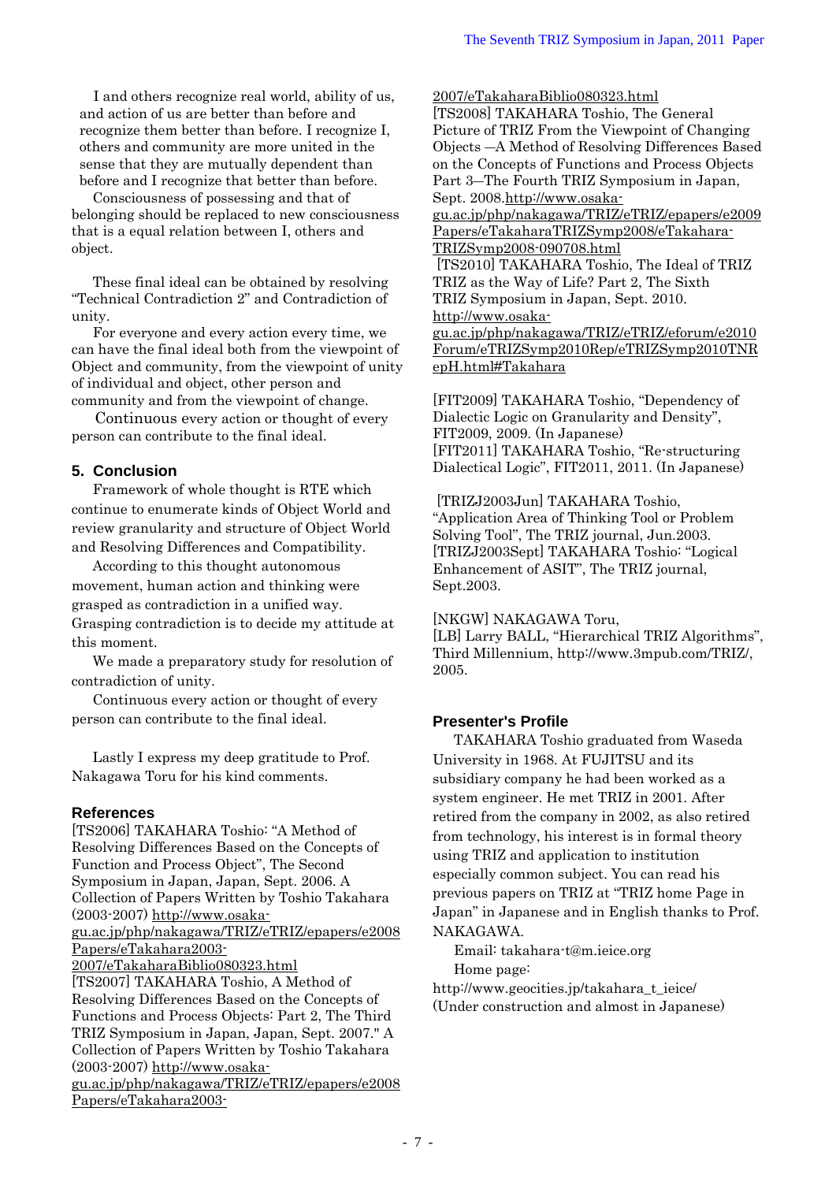I and others recognize real world, ability of us, and action of us are better than before and recognize them better than before. I recognize I, others and community are more united in the sense that they are mutually dependent than before and I recognize that better than before.

Consciousness of possessing and that of belonging should be replaced to new consciousness that is a equal relation between I, others and object.

These final ideal can be obtained by resolving "Technical Contradiction 2" and Contradiction of unity.

For everyone and every action every time, we can have the final ideal both from the viewpoint of Object and community, from the viewpoint of unity of individual and object, other person and community and from the viewpoint of change.

Continuous every action or thought of every person can contribute to the final ideal.

## 5. Conclusion

Framework of whole thought is RTE which continue to enumerate kinds of Object World and review granularity and structure of Object World and Resolving Differences and Compatibility.

According to this thought autonomous movement, human action and thinking were grasped as contradiction in a unified way. Grasping contradiction is to decide my attitude at this moment.

We made a preparatory study for resolution of contradiction of unity.

Continuous every action or thought of every person can contribute to the final ideal.

Lastly I express my deep gratitude to Prof. Nakagawa Toru for his kind comments.

## References

[TS2006] TAKAHARA Toshio: "A Method of Resolving Differences Based on the Concepts of Function and Process Object", The Second Symposium in Japan, Japan, Sept. 2006. A Collection of Papers Written by Toshio Takahara (2003-2007) http://www.osaka-gu.ac.jp/php/nakagawa/TRIZ/eTRIZ/epapers/e2008Papers/eTakahara2003-2007/eTakaharaBiblio080323.html

[TS2007] TAKAHARA Toshio, A Method of Resolving Differences Based on the Concepts of Functions and Process Objects: Part 2, The Third TRIZ Symposium in Japan, Japan, Sept. 2007." A Collection of Papers Written by Toshio Takahara (2003-2007) http://www.osaka-gu.ac.jp/php/nakagawa/TRIZ/eTRIZ/epapers/e2008Papers/eTakahara2003-2007/eTakaharaBiblio080323.html

[TS2008] TAKAHARA Toshio, The General Picture of TRIZ From the Viewpoint of Changing Objects —A Method of Resolving Differences Based on the Concepts of Functions and Process Objects Part 3—The Fourth TRIZ Symposium in Japan, Sept. 2008.http://www.osaka-gu.ac.jp/php/nakagawa/TRIZ/eTRIZ/epapers/e2009Papers/eTakaharaTRIZSymp2008/eTakahara-TRIZSymp2008-090708.html

[TS2010] TAKAHARA Toshio, The Ideal of TRIZ TRIZ as the Way of Life? Part 2, The Sixth TRIZ Symposium in Japan, Sept. 2010. http://www.osaka-gu.ac.jp/php/nakagawa/TRIZ/eTRIZ/eforum/e2010Forum/eTRIZSymp2010Rep/eTRIZSymp2010TNRepH.html#Takahara

[FIT2009] TAKAHARA Toshio, "Dependency of Dialectic Logic on Granularity and Density", FIT2009, 2009. (In Japanese)

[FIT2011] TAKAHARA Toshio, "Re-structuring Dialectical Logic", FIT2011, 2011. (In Japanese)

[TRIZJ2003Jun] TAKAHARA Toshio, "Application Area of Thinking Tool or Problem Solving Tool", The TRIZ journal, Jun.2003.

[TRIZJ2003Sept] TAKAHARA Toshio: "Logical Enhancement of ASIT", The TRIZ journal, Sept.2003.

[NKGW] NAKAGAWA Toru,

[LB] Larry BALL, "Hierarchical TRIZ Algorithms", Third Millennium, http://www.3mpub.com/TRIZ/, 2005.

## Presenter's Profile

TAKAHARA Toshio graduated from Waseda University in 1968. At FUJITSU and its subsidiary company he had been worked as a system engineer. He met TRIZ in 2001. After retired from the company in 2002, as also retired from technology, his interest is in formal theory using TRIZ and application to institution especially common subject. You can read his previous papers on TRIZ at "TRIZ home Page in Japan" in Japanese and in English thanks to Prof. NAKAGAWA.

Email: takahara-t@m.ieice.org

Home page:
http://www.geocities.jp/takahara_t_ieice/
(Under construction and almost in Japanese)